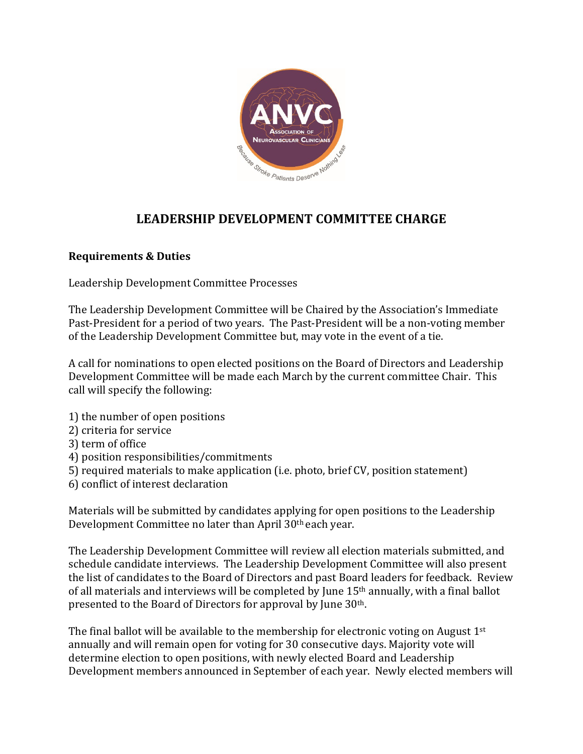# LEADERSHIP DEVELOPMENT COMMITTEE CHARGE

**Requirements & Duties**

Leadership Development Committee Processes

The Leadership Development Committee will be Chaired by the Association's Immediate Past-President for a period of two years. The Past-President will be a non-voting member of the Leadership Development Committee but, may vote in the event of a tie.

A call for nominations to open elected positions on the Board of Directors and Leadership Development Committee will be made each March by the current committee Chair. This call will specify the following:

1) the number of open positions
2) criteria for service
3) term of office
4) position responsibilities/commitments
5) required materials to make application (i.e. photo, brief CV, position statement)
6) conflict of interest declaration

Materials will be submitted by candidates applying for open positions to the Leadership Development Committee no later than April 30th each year.

The Leadership Development Committee will review all election materials submitted, and schedule candidate interviews. The Leadership Development Committee will also present the list of candidates to the Board of Directors and past Board leaders for feedback. Review of all materials and interviews will be completed by June 15th annually, with a final ballot presented to the Board of Directors for approval by June 30th.

The final ballot will be available to the membership for electronic voting on August 1st annually and will remain open for voting for 30 consecutive days. Majority vote will determine election to open positions, with newly elected Board and Leadership Development members announced in September of each year. Newly elected members will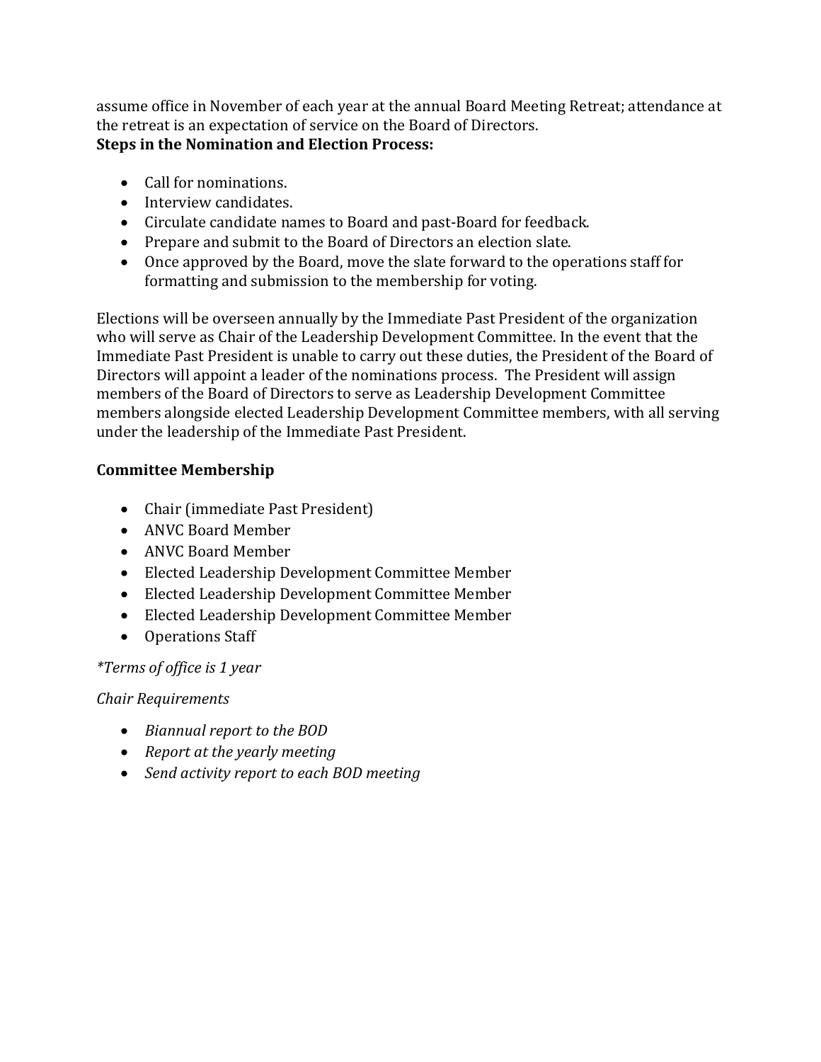assume office in November of each year at the annual Board Meeting Retreat; attendance at the retreat is an expectation of service on the Board of Directors.

**Steps in the Nomination and Election Process:**

- Call for nominations.
- Interview candidates.
- Circulate candidate names to Board and past-Board for feedback.
- Prepare and submit to the Board of Directors an election slate.
- Once approved by the Board, move the slate forward to the operations staff for formatting and submission to the membership for voting.

Elections will be overseen annually by the Immediate Past President of the organization who will serve as Chair of the Leadership Development Committee. In the event that the Immediate Past President is unable to carry out these duties, the President of the Board of Directors will appoint a leader of the nominations process. The President will assign members of the Board of Directors to serve as Leadership Development Committee members alongside elected Leadership Development Committee members, with all serving under the leadership of the Immediate Past President.

**Committee Membership**

- Chair (immediate Past President)
- ANVC Board Member
- ANVC Board Member
- Elected Leadership Development Committee Member
- Elected Leadership Development Committee Member
- Elected Leadership Development Committee Member
- Operations Staff

*\*Terms of office is 1 year*

*Chair Requirements*

- *Biannual report to the BOD*
- *Report at the yearly meeting*
- *Send activity report to each BOD meeting*